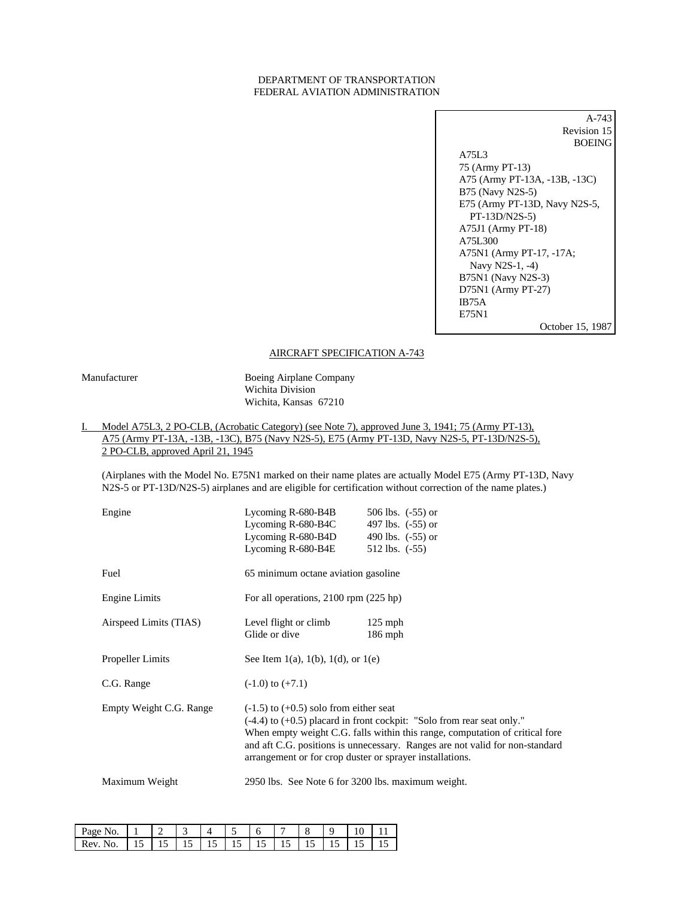DEPARTMENT OF TRANSPORTATION
FEDERAL AVIATION ADMINISTRATION

A-743
Revision 15
BOEING
A75L3
75 (Army PT-13)
A75 (Army PT-13A, -13B, -13C)
B75 (Navy N2S-5)
E75 (Army PT-13D, Navy N2S-5, PT-13D/N2S-5)
A75J1 (Army PT-18)
A75L300
A75N1 (Army PT-17, -17A; Navy N2S-1, -4)
B75N1 (Navy N2S-3)
D75N1 (Army PT-27)
IB75A
E75N1
October 15, 1987

## AIRCRAFT SPECIFICATION A-743

Manufacturer: Boeing Airplane Company
Wichita Division
Wichita, Kansas 67210

I. Model A75L3, 2 PO-CLB, (Acrobatic Category) (see Note 7), approved June 3, 1941; 75 (Army PT-13), A75 (Army PT-13A, -13B, -13C), B75 (Navy N2S-5), E75 (Army PT-13D, Navy N2S-5, PT-13D/N2S-5), 2 PO-CLB, approved April 21, 1945

(Airplanes with the Model No. E75N1 marked on their name plates are actually Model E75 (Army PT-13D, Navy N2S-5 or PT-13D/N2S-5) airplanes and are eligible for certification without correction of the name plates.)

Engine
- Lycoming R-680-B4B — 506 lbs. (-55) or
- Lycoming R-680-B4C — 497 lbs. (-55) or
- Lycoming R-680-B4D — 490 lbs. (-55) or
- Lycoming R-680-B4E — 512 lbs. (-55)

Fuel: 65 minimum octane aviation gasoline

Engine Limits: For all operations, 2100 rpm (225 hp)

Airspeed Limits (TIAS)
- Level flight or climb — 125 mph
- Glide or dive — 186 mph

Propeller Limits: See Item 1(a), 1(b), 1(d), or 1(e)

C.G. Range: (-1.0) to (+7.1)

Empty Weight C.G. Range: (-1.5) to (+0.5) solo from either seat
(-4.4) to (+0.5) placard in front cockpit: "Solo from rear seat only."
When empty weight C.G. falls within this range, computation of critical fore and aft C.G. positions is unnecessary. Ranges are not valid for non-standard arrangement or for crop duster or sprayer installations.

Maximum Weight: 2950 lbs. See Note 6 for 3200 lbs. maximum weight.

| Page No. | 1 | 2 | 3 | 4 | 5 | 6 | 7 | 8 | 9 | 10 | 11 |
|---|---|---|---|---|---|---|---|---|---|---|---|
| Rev. No. | 15 | 15 | 15 | 15 | 15 | 15 | 15 | 15 | 15 | 15 | 15 |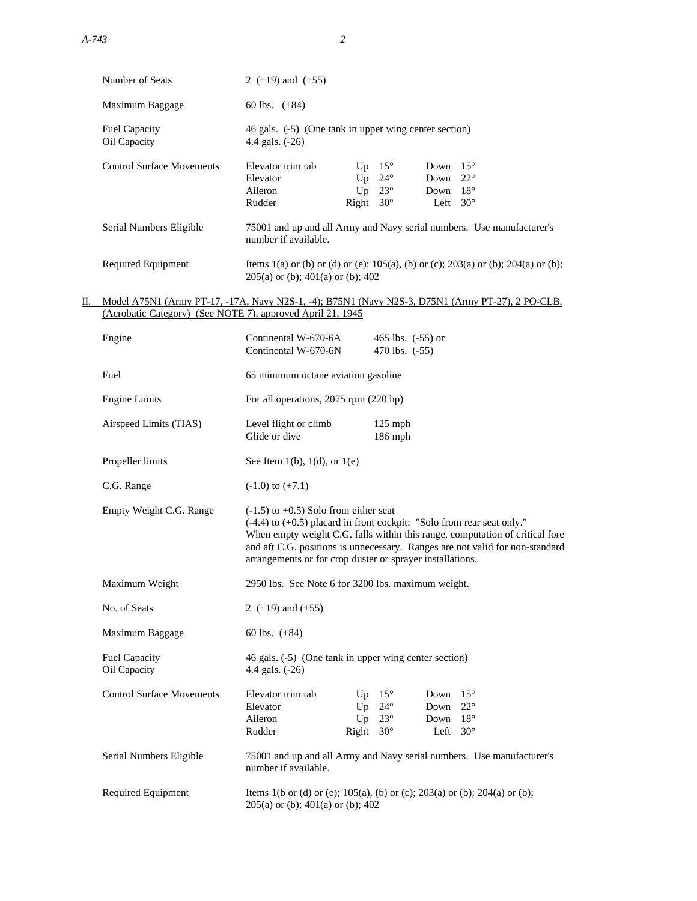| | |
|---|---|
| Number of Seats | 2 (+19) and (+55) |
| Maximum Baggage | 60 lbs. (+84) |
| Fuel Capacity | 46 gals. (-5) (One tank in upper wing center section) |
| Oil Capacity | 4.4 gals. (-26) |

| Control Surface Movements | | | | | |
|---|---|---|---|---|---|
| | Elevator trim tab | Up | 15° | Down | 15° |
| | Elevator | Up | 24° | Down | 22° |
| | Aileron | Up | 23° | Down | 18° |
| | Rudder | Right | 30° | Left | 30° |

| | |
|---|---|
| Serial Numbers Eligible | 75001 and up and all Army and Navy serial numbers. Use manufacturer's number if available. |
| Required Equipment | Items 1(a) or (b) or (d) or (e); 105(a), (b) or (c); 203(a) or (b); 204(a) or (b); 205(a) or (b); 401(a) or (b); 402 |

## II. Model A75N1 (Army PT-17, -17A, Navy N2S-1, -4); B75N1 (Navy N2S-3, D75N1 (Army PT-27), 2 PO-CLB, (Acrobatic Category) (See NOTE 7), approved April 21, 1945

| | | |
|---|---|---|
| Engine | Continental W-670-6A | 465 lbs. (-55) or |
| | Continental W-670-6N | 470 lbs. (-55) |
| Fuel | 65 minimum octane aviation gasoline | |
| Engine Limits | For all operations, 2075 rpm (220 hp) | |
| Airspeed Limits (TIAS) | Level flight or climb | 125 mph |
| | Glide or dive | 186 mph |
| Propeller limits | See Item 1(b), 1(d), or 1(e) | |
| C.G. Range | (-1.0) to (+7.1) | |

| | |
|---|---|
| Empty Weight C.G. Range | (-1.5) to +0.5) Solo from either seat<br>(-4.4) to (+0.5) placard in front cockpit: "Solo from rear seat only."<br>When empty weight C.G. falls within this range, computation of critical fore and aft C.G. positions is unnecessary. Ranges are not valid for non-standard arrangements or for crop duster or sprayer installations. |
| Maximum Weight | 2950 lbs. See Note 6 for 3200 lbs. maximum weight. |
| No. of Seats | 2 (+19) and (+55) |
| Maximum Baggage | 60 lbs. (+84) |
| Fuel Capacity | 46 gals. (-5) (One tank in upper wing center section) |
| Oil Capacity | 4.4 gals. (-26) |

| Control Surface Movements | | | | | |
|---|---|---|---|---|---|
| | Elevator trim tab | Up | 15° | Down | 15° |
| | Elevator | Up | 24° | Down | 22° |
| | Aileron | Up | 23° | Down | 18° |
| | Rudder | Right | 30° | Left | 30° |

| | |
|---|---|
| Serial Numbers Eligible | 75001 and up and all Army and Navy serial numbers. Use manufacturer's number if available. |
| Required Equipment | Items 1(b or (d) or (e); 105(a), (b) or (c); 203(a) or (b); 204(a) or (b); 205(a) or (b); 401(a) or (b); 402 |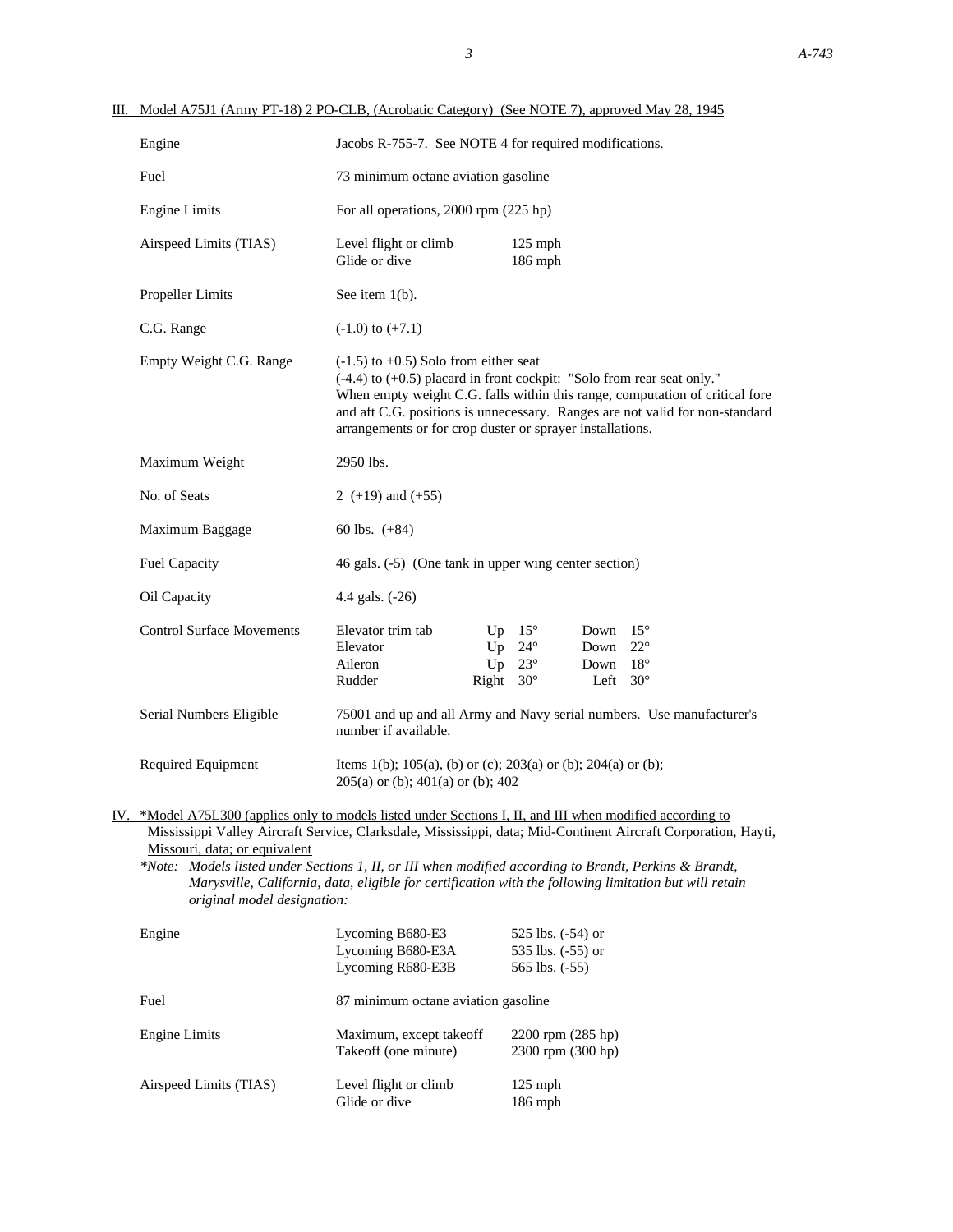III. Model A75J1 (Army PT-18) 2 PO-CLB, (Acrobatic Category) (See NOTE 7), approved May 28, 1945

| | |
|---|---|
| Engine | Jacobs R-755-7. See NOTE 4 for required modifications. |
| Fuel | 73 minimum octane aviation gasoline |
| Engine Limits | For all operations, 2000 rpm (225 hp) |
| Airspeed Limits (TIAS) | Level flight or climb 125 mph<br>Glide or dive 186 mph |
| Propeller Limits | See item 1(b). |
| C.G. Range | (-1.0) to (+7.1) |
| Empty Weight C.G. Range | (-1.5) to +0.5) Solo from either seat<br>(-4.4) to (+0.5) placard in front cockpit: "Solo from rear seat only."<br>When empty weight C.G. falls within this range, computation of critical fore and aft C.G. positions is unnecessary. Ranges are not valid for non-standard arrangements or for crop duster or sprayer installations. |
| Maximum Weight | 2950 lbs. |
| No. of Seats | 2 (+19) and (+55) |
| Maximum Baggage | 60 lbs. (+84) |
| Fuel Capacity | 46 gals. (-5) (One tank in upper wing center section) |
| Oil Capacity | 4.4 gals. (-26) |
| Control Surface Movements | Elevator trim tab Up 15° Down 15°<br>Elevator Up 24° Down 22°<br>Aileron Up 23° Down 18°<br>Rudder Right 30° Left 30° |
| Serial Numbers Eligible | 75001 and up and all Army and Navy serial numbers. Use manufacturer's number if available. |
| Required Equipment | Items 1(b); 105(a), (b) or (c); 203(a) or (b); 204(a) or (b); 205(a) or (b); 401(a) or (b); 402 |

IV. *Model A75L300 (applies only to models listed under Sections I, II, and III when modified according to Mississippi Valley Aircraft Service, Clarksdale, Mississippi, data; Mid-Continent Aircraft Corporation, Hayti, Missouri, data; or equivalent

*\*Note: Models listed under Sections 1, II, or III when modified according to Brandt, Perkins & Brandt, Marysville, California, data, eligible for certification with the following limitation but will retain original model designation:*

| | |
|---|---|
| Engine | Lycoming B680-E3 525 lbs. (-54) or<br>Lycoming B680-E3A 535 lbs. (-55) or<br>Lycoming R680-E3B 565 lbs. (-55) |
| Fuel | 87 minimum octane aviation gasoline |
| Engine Limits | Maximum, except takeoff 2200 rpm (285 hp)<br>Takeoff (one minute) 2300 rpm (300 hp) |
| Airspeed Limits (TIAS) | Level flight or climb 125 mph<br>Glide or dive 186 mph |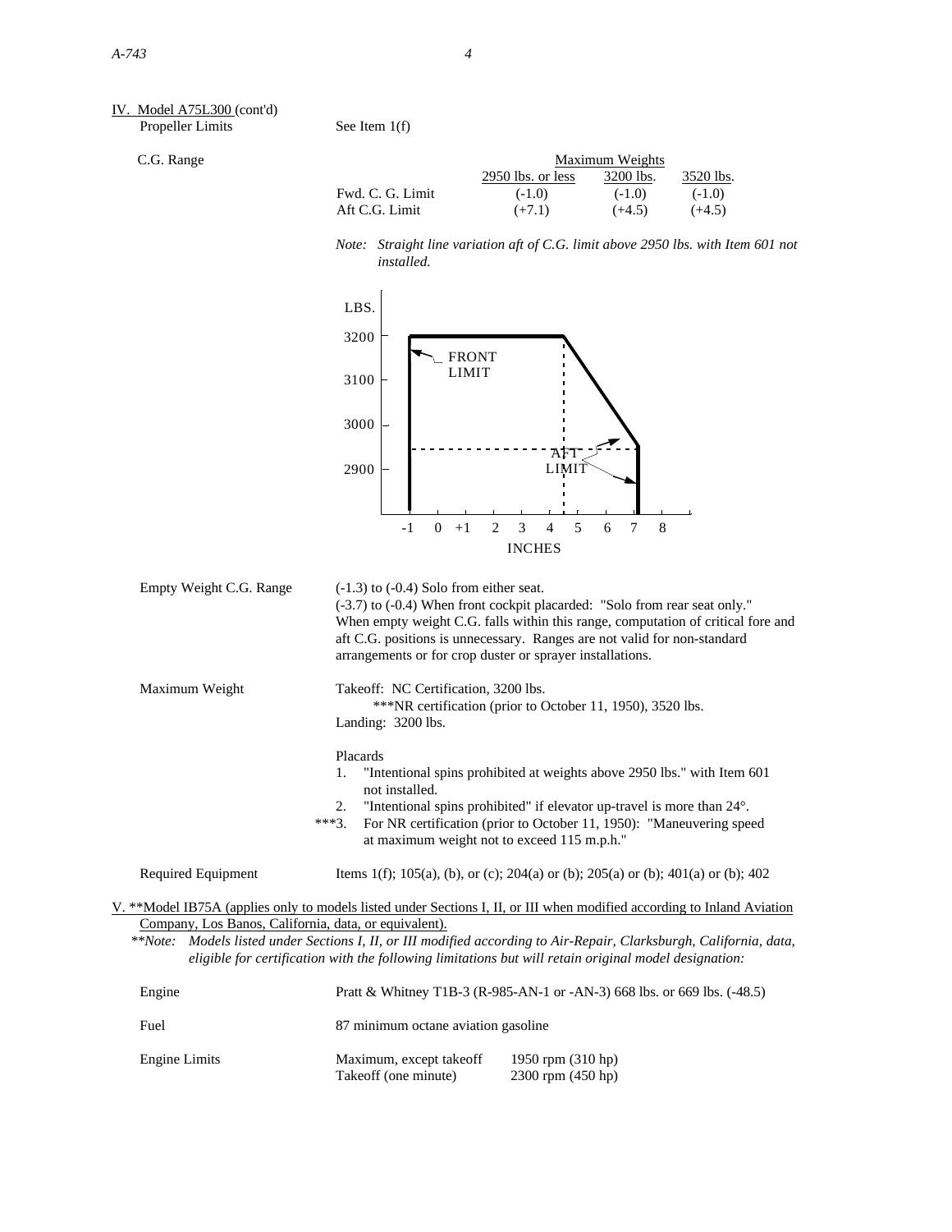IV. Model A75L300 (cont'd)

Propeller Limits — See Item 1(f)

C.G. Range

| | Maximum Weights | | |
|---|---|---|---|
| | 2950 lbs. or less | 3200 lbs. | 3520 lbs. |
| Fwd. C. G. Limit | (-1.0) | (-1.0) | (-1.0) |
| Aft C.G. Limit | (+7.1) | (+4.5) | (+4.5) |

*Note: Straight line variation aft of C.G. limit above 2950 lbs. with Item 601 not installed.*

LBS.
3200
3100
3000
2900
FRONT LIMIT
AFT LIMIT
-1 0 +1 2 3 4 5 6 7 8
INCHES

Empty Weight C.G. Range — (-1.3) to (-0.4) Solo from either seat.
(-3.7) to (-0.4) When front cockpit placarded: "Solo from rear seat only."
When empty weight C.G. falls within this range, computation of critical fore and aft C.G. positions is unnecessary. Ranges are not valid for non-standard arrangements or for crop duster or sprayer installations.

Maximum Weight — Takeoff: NC Certification, 3200 lbs.
***NR certification (prior to October 11, 1950), 3520 lbs.
Landing: 3200 lbs.

Placards

1. "Intentional spins prohibited at weights above 2950 lbs." with Item 601 not installed.
2. "Intentional spins prohibited" if elevator up-travel is more than 24°.

***3. For NR certification (prior to October 11, 1950): "Maneuvering speed at maximum weight not to exceed 115 m.p.h."

Required Equipment — Items 1(f); 105(a), (b), or (c); 204(a) or (b); 205(a) or (b); 401(a) or (b); 402

V. **Model IB75A (applies only to models listed under Sections I, II, or III when modified according to Inland Aviation Company, Los Banos, California, data, or equivalent).

***Note: Models listed under Sections I, II, or III modified according to Air-Repair, Clarksburgh, California, data, eligible for certification with the following limitations but will retain original model designation:*

Engine — Pratt & Whitney T1B-3 (R-985-AN-1 or -AN-3) 668 lbs. or 669 lbs. (-48.5)

Fuel — 87 minimum octane aviation gasoline

Engine Limits

| | | |
|---|---|---|
| | Maximum, except takeoff | 1950 rpm (310 hp) |
| | Takeoff (one minute) | 2300 rpm (450 hp) |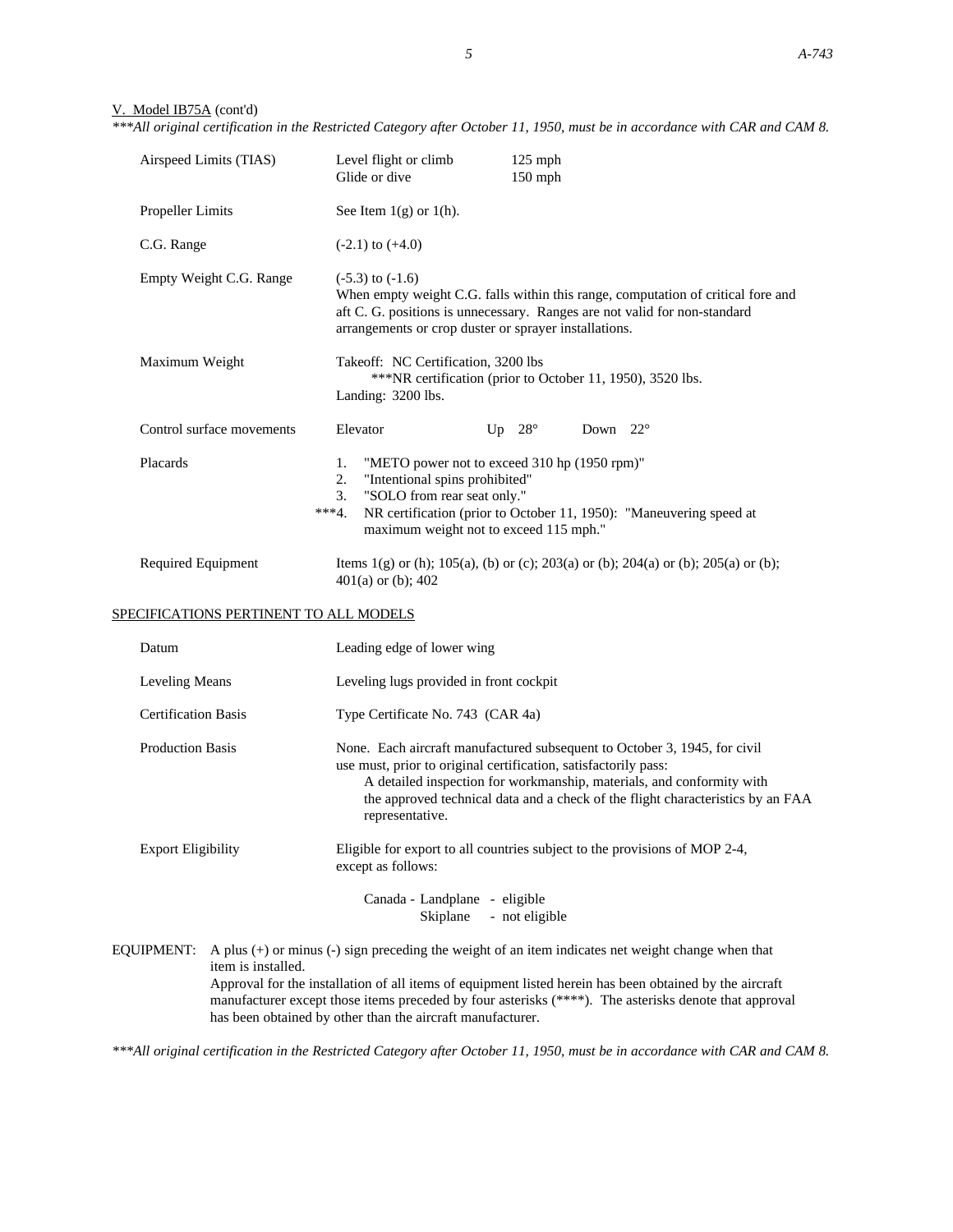V. Model IB75A (cont'd)

*\*\*\*All original certification in the Restricted Category after October 11, 1950, must be in accordance with CAR and CAM 8.*

| | | | |
|---|---|---|---|
| Airspeed Limits (TIAS) | Level flight or climb<br>Glide or dive | 125 mph<br>150 mph | |
| Propeller Limits | See Item 1(g) or 1(h). | | |
| C.G. Range | (-2.1) to (+4.0) | | |
| Empty Weight C.G. Range | (-5.3) to (-1.6)<br>When empty weight C.G. falls within this range, computation of critical fore and aft C. G. positions is unnecessary. Ranges are not valid for non-standard arrangements or crop duster or sprayer installations. | | |
| Maximum Weight | Takeoff: NC Certification, 3200 lbs<br>\*\*\*NR certification (prior to October 11, 1950), 3520 lbs.<br>Landing: 3200 lbs. | | |
| Control surface movements | Elevator | Up 28° | Down 22° |
| Placards | 1. "METO power not to exceed 310 hp (1950 rpm)"<br>2. "Intentional spins prohibited"<br>3. "SOLO from rear seat only."<br>\*\*\*4. NR certification (prior to October 11, 1950): "Maneuvering speed at maximum weight not to exceed 115 mph." | | |
| Required Equipment | Items 1(g) or (h); 105(a), (b) or (c); 203(a) or (b); 204(a) or (b); 205(a) or (b); 401(a) or (b); 402 | | |

SPECIFICATIONS PERTINENT TO ALL MODELS

| | |
|---|---|
| Datum | Leading edge of lower wing |
| Leveling Means | Leveling lugs provided in front cockpit |
| Certification Basis | Type Certificate No. 743 (CAR 4a) |
| Production Basis | None. Each aircraft manufactured subsequent to October 3, 1945, for civil use must, prior to original certification, satisfactorily pass:<br>A detailed inspection for workmanship, materials, and conformity with the approved technical data and a check of the flight characteristics by an FAA representative. |
| Export Eligibility | Eligible for export to all countries subject to the provisions of MOP 2-4, except as follows:<br><br>Canada - Landplane - eligible<br>Skiplane - not eligible |

EQUIPMENT: A plus (+) or minus (-) sign preceding the weight of an item indicates net weight change when that item is installed.
Approval for the installation of all items of equipment listed herein has been obtained by the aircraft manufacturer except those items preceded by four asterisks (\*\*\*\*). The asterisks denote that approval has been obtained by other than the aircraft manufacturer.

*\*\*\*All original certification in the Restricted Category after October 11, 1950, must be in accordance with CAR and CAM 8.*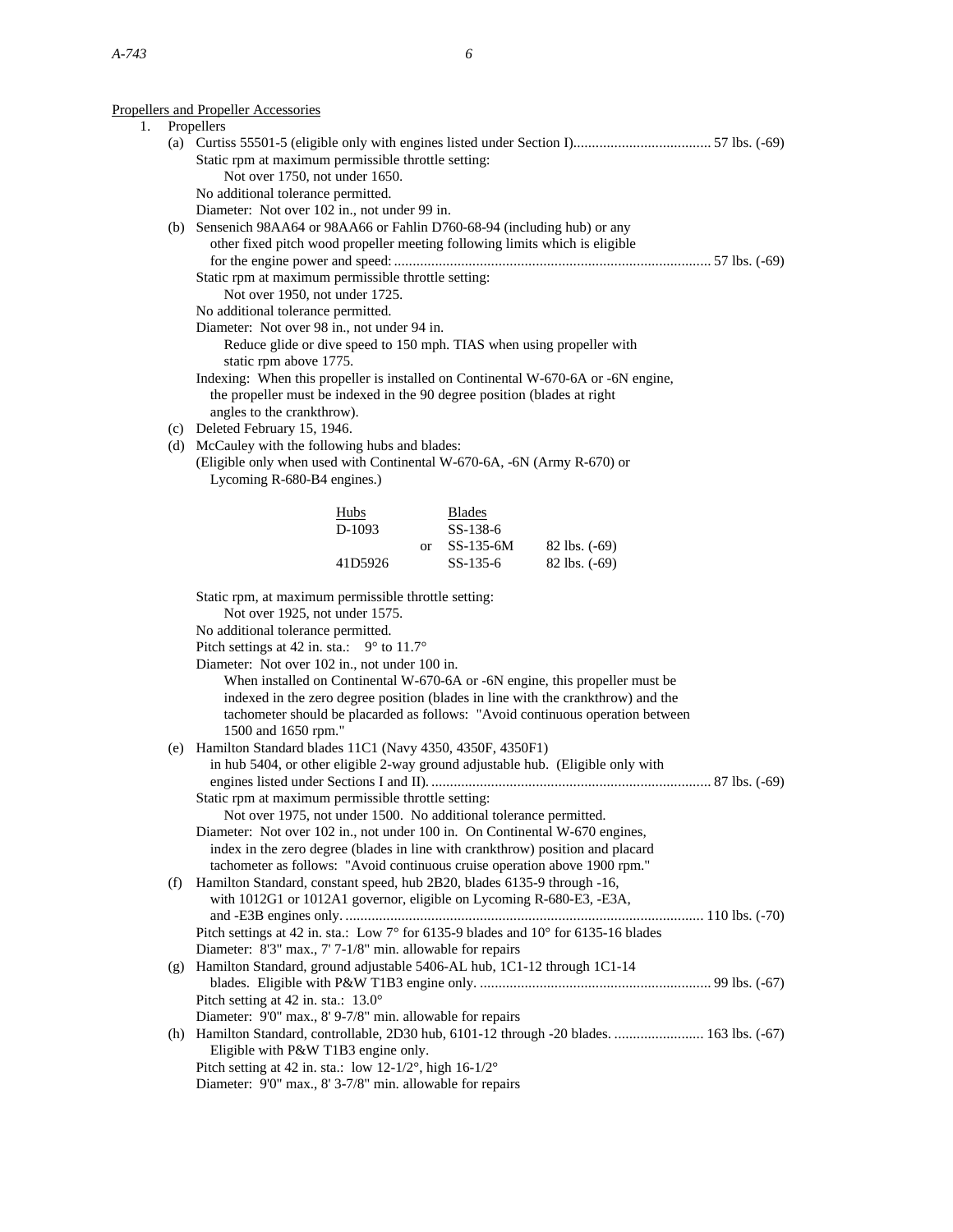<u>Propellers and Propeller Accessories</u>

1. Propellers

   (a) Curtiss 55501-5 (eligible only with engines listed under Section I)..................................... 57 lbs. (-69)
   Static rpm at maximum permissible throttle setting:
   Not over 1750, not under 1650.
   No additional tolerance permitted.
   Diameter: Not over 102 in., not under 99 in.

   (b) Sensenich 98AA64 or 98AA66 or Fahlin D760-68-94 (including hub) or any other fixed pitch wood propeller meeting following limits which is eligible for the engine power and speed: ..................................................................................... 57 lbs. (-69)
   Static rpm at maximum permissible throttle setting:
   Not over 1950, not under 1725.
   No additional tolerance permitted.
   Diameter: Not over 98 in., not under 94 in.
   Reduce glide or dive speed to 150 mph. TIAS when using propeller with static rpm above 1775.
   Indexing: When this propeller is installed on Continental W-670-6A or -6N engine, the propeller must be indexed in the 90 degree position (blades at right angles to the crankthrow).

   (c) Deleted February 15, 1946.

   (d) McCauley with the following hubs and blades:
   (Eligible only when used with Continental W-670-6A, -6N (Army R-670) or Lycoming R-680-B4 engines.)

| Hubs | | Blades | |
|---|---|---|---|
| D-1093 | | SS-138-6 | |
| | or | SS-135-6M | 82 lbs. (-69) |
| 41D5926 | | SS-135-6 | 82 lbs. (-69) |

   Static rpm, at maximum permissible throttle setting:
   Not over 1925, not under 1575.
   No additional tolerance permitted.
   Pitch settings at 42 in. sta.: 9° to 11.7°
   Diameter: Not over 102 in., not under 100 in.
   When installed on Continental W-670-6A or -6N engine, this propeller must be indexed in the zero degree position (blades in line with the crankthrow) and the tachometer should be placarded as follows: "Avoid continuous operation between 1500 and 1650 rpm."

   (e) Hamilton Standard blades 11C1 (Navy 4350, 4350F, 4350F1) in hub 5404, or other eligible 2-way ground adjustable hub. (Eligible only with engines listed under Sections I and II). ........................................................................... 87 lbs. (-69)
   Static rpm at maximum permissible throttle setting:
   Not over 1975, not under 1500. No additional tolerance permitted.
   Diameter: Not over 102 in., not under 100 in. On Continental W-670 engines, index in the zero degree (blades in line with crankthrow) position and placard tachometer as follows: "Avoid continuous cruise operation above 1900 rpm."

   (f) Hamilton Standard, constant speed, hub 2B20, blades 6135-9 through -16, with 1012G1 or 1012A1 governor, eligible on Lycoming R-680-E3, -E3A, and -E3B engines only. ................................................................................................ 110 lbs. (-70)
   Pitch settings at 42 in. sta.: Low 7° for 6135-9 blades and 10° for 6135-16 blades
   Diameter: 8'3" max., 7' 7-1/8" min. allowable for repairs

   (g) Hamilton Standard, ground adjustable 5406-AL hub, 1C1-12 through 1C1-14 blades. Eligible with P&W T1B3 engine only. .............................................................. 99 lbs. (-67)
   Pitch setting at 42 in. sta.: 13.0°
   Diameter: 9'0" max., 8' 9-7/8" min. allowable for repairs

   (h) Hamilton Standard, controllable, 2D30 hub, 6101-12 through -20 blades. ........................ 163 lbs. (-67)
   Eligible with P&W T1B3 engine only.
   Pitch setting at 42 in. sta.: low 12-1/2°, high 16-1/2°
   Diameter: 9'0" max., 8' 3-7/8" min. allowable for repairs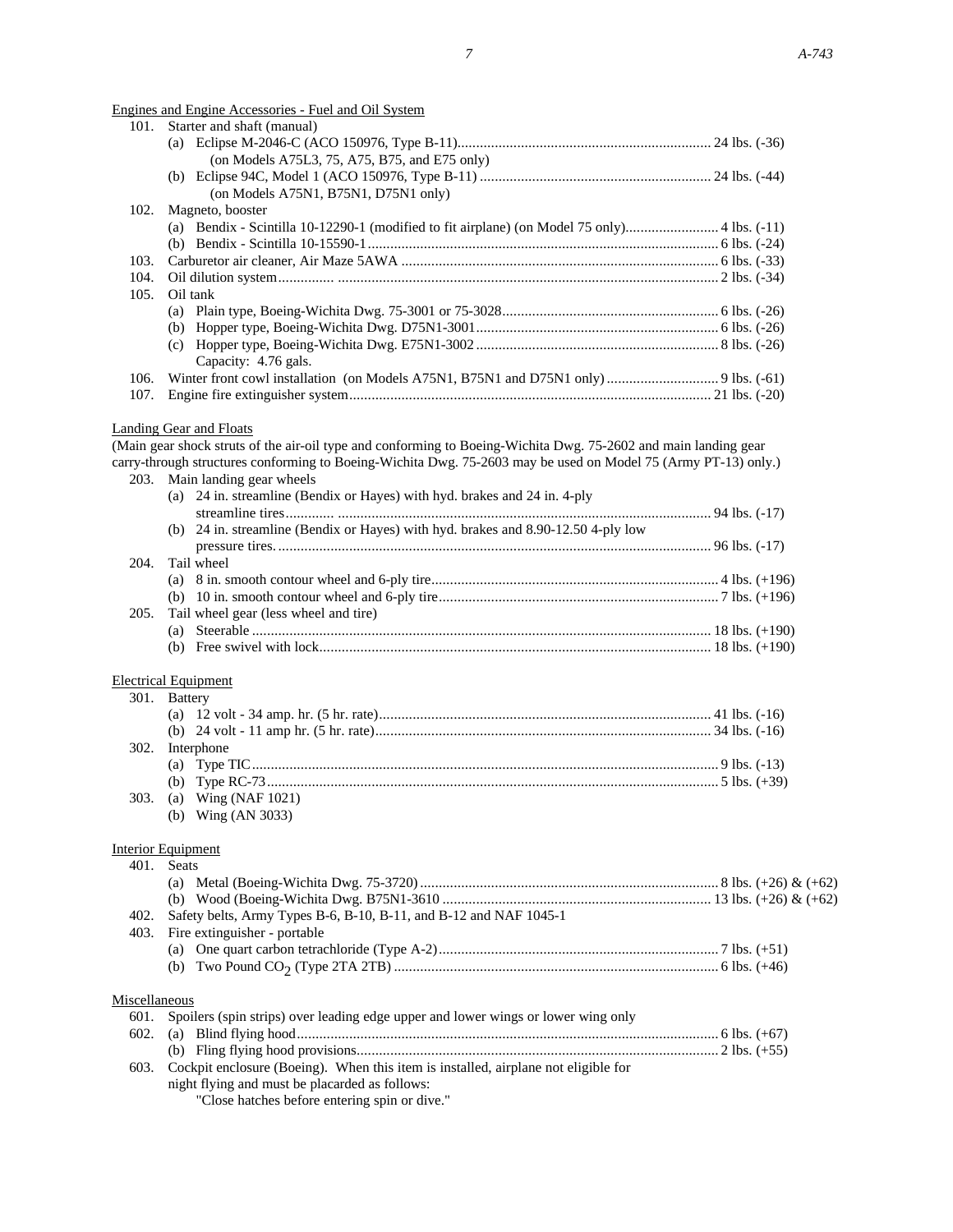Engines and Engine Accessories - Fuel and Oil System

101. Starter and shaft (manual)
   - (a) Eclipse M-2046-C (ACO 150976, Type B-11) ... 24 lbs. (-36)
     (on Models A75L3, 75, A75, B75, and E75 only)
   - (b) Eclipse 94C, Model 1 (ACO 150976, Type B-11) ... 24 lbs. (-44)
     (on Models A75N1, B75N1, D75N1 only)

102. Magneto, booster
   - (a) Bendix - Scintilla 10-12290-1 (modified to fit airplane) (on Model 75 only) ... 4 lbs. (-11)
   - (b) Bendix - Scintilla 10-15590-1 ... 6 lbs. (-24)

103. Carburetor air cleaner, Air Maze 5AWA ... 6 lbs. (-33)

104. Oil dilution system ... 2 lbs. (-34)

105. Oil tank
   - (a) Plain type, Boeing-Wichita Dwg. 75-3001 or 75-3028 ... 6 lbs. (-26)
   - (b) Hopper type, Boeing-Wichita Dwg. D75N1-3001 ... 6 lbs. (-26)
   - (c) Hopper type, Boeing-Wichita Dwg. E75N1-3002 ... 8 lbs. (-26)
     Capacity: 4.76 gals.

106. Winter front cowl installation (on Models A75N1, B75N1 and D75N1 only) ... 9 lbs. (-61)

107. Engine fire extinguisher system ... 21 lbs. (-20)

Landing Gear and Floats

(Main gear shock struts of the air-oil type and conforming to Boeing-Wichita Dwg. 75-2602 and main landing gear carry-through structures conforming to Boeing-Wichita Dwg. 75-2603 may be used on Model 75 (Army PT-13) only.)

203. Main landing gear wheels
   - (a) 24 in. streamline (Bendix or Hayes) with hyd. brakes and 24 in. 4-ply streamline tires ... 94 lbs. (-17)
   - (b) 24 in. streamline (Bendix or Hayes) with hyd. brakes and 8.90-12.50 4-ply low pressure tires ... 96 lbs. (-17)

204. Tail wheel
   - (a) 8 in. smooth contour wheel and 6-ply tire ... 4 lbs. (+196)
   - (b) 10 in. smooth contour wheel and 6-ply tire ... 7 lbs. (+196)

205. Tail wheel gear (less wheel and tire)
   - (a) Steerable ... 18 lbs. (+190)
   - (b) Free swivel with lock ... 18 lbs. (+190)

Electrical Equipment

301. Battery
   - (a) 12 volt - 34 amp. hr. (5 hr. rate) ... 41 lbs. (-16)
   - (b) 24 volt - 11 amp hr. (5 hr. rate) ... 34 lbs. (-16)

302. Interphone
   - (a) Type TIC ... 9 lbs. (-13)
   - (b) Type RC-73 ... 5 lbs. (+39)

303. (a) Wing (NAF 1021)
   - (b) Wing (AN 3033)

Interior Equipment

401. Seats
   - (a) Metal (Boeing-Wichita Dwg. 75-3720) ... 8 lbs. (+26) & (+62)
   - (b) Wood (Boeing-Wichita Dwg. B75N1-3610 ... 13 lbs. (+26) & (+62)

402. Safety belts, Army Types B-6, B-10, B-11, and B-12 and NAF 1045-1

403. Fire extinguisher - portable
   - (a) One quart carbon tetrachloride (Type A-2) ... 7 lbs. (+51)
   - (b) Two Pound $CO_2$ (Type 2TA 2TB) ... 6 lbs. (+46)

Miscellaneous

601. Spoilers (spin strips) over leading edge upper and lower wings or lower wing only

602. (a) Blind flying hood ... 6 lbs. (+67)
   - (b) Fling flying hood provisions ... 2 lbs. (+55)

603. Cockpit enclosure (Boeing). When this item is installed, airplane not eligible for night flying and must be placarded as follows:
   "Close hatches before entering spin or dive."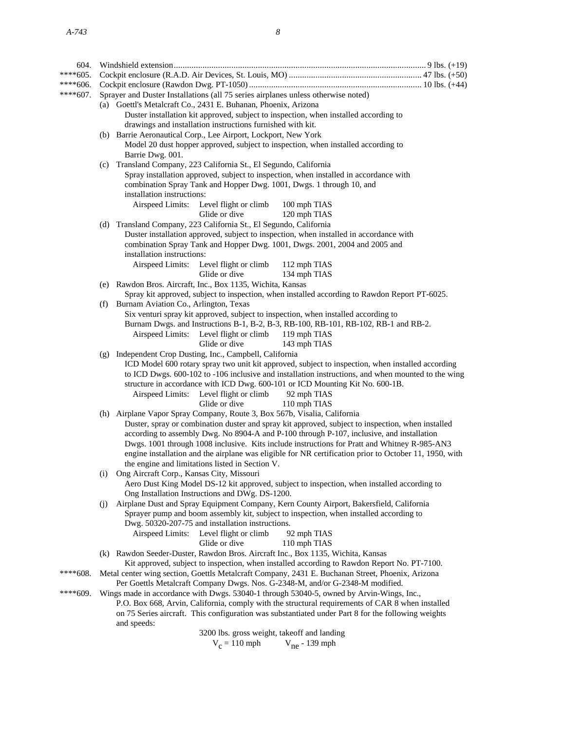604. Windshield extension.......................................................................................................................... 9 lbs. (+19)

****605. Cockpit enclosure (R.A.D. Air Devices, St. Louis, MO) ............................................................ 47 lbs. (+50)

****606. Cockpit enclosure (Rawdon Dwg. PT-1050) .............................................................................. 10 lbs. (+44)

****607. Sprayer and Duster Installations (all 75 series airplanes unless otherwise noted)

(a) Goettl's Metalcraft Co., 2431 E. Buhanan, Phoenix, Arizona
Duster installation kit approved, subject to inspection, when installed according to drawings and installation instructions furnished with kit.

(b) Barrie Aeronautical Corp., Lee Airport, Lockport, New York
Model 20 dust hopper approved, subject to inspection, when installed according to Barrie Dwg. 001.

(c) Transland Company, 223 California St., El Segundo, California
Spray installation approved, subject to inspection, when installed in accordance with combination Spray Tank and Hopper Dwg. 1001, Dwgs. 1 through 10, and installation instructions:

| Airspeed Limits: | Level flight or climb | 100 mph TIAS |
|---|---|---|
| | Glide or dive | 120 mph TIAS |

(d) Transland Company, 223 California St., El Segundo, California
Duster installation approved, subject to inspection, when installed in accordance with combination Spray Tank and Hopper Dwg. 1001, Dwgs. 2001, 2004 and 2005 and installation instructions:

| Airspeed Limits: | Level flight or climb | 112 mph TIAS |
|---|---|---|
| | Glide or dive | 134 mph TIAS |

(e) Rawdon Bros. Aircraft, Inc., Box 1135, Wichita, Kansas
Spray kit approved, subject to inspection, when installed according to Rawdon Report PT-6025.

(f) Burnam Aviation Co., Arlington, Texas
Six venturi spray kit approved, subject to inspection, when installed according to Burnam Dwgs. and Instructions B-1, B-2, B-3, RB-100, RB-101, RB-102, RB-1 and RB-2.

| Airspeed Limits: | Level flight or climb | 119 mph TIAS |
|---|---|---|
| | Glide or dive | 143 mph TIAS |

(g) Independent Crop Dusting, Inc., Campbell, California
ICD Model 600 rotary spray two unit kit approved, subject to inspection, when installed according to ICD Dwgs. 600-102 to -106 inclusive and installation instructions, and when mounted to the wing structure in accordance with ICD Dwg. 600-101 or ICD Mounting Kit No. 600-1B.

| Airspeed Limits: | Level flight or climb | 92 mph TIAS |
|---|---|---|
| | Glide or dive | 110 mph TIAS |

(h) Airplane Vapor Spray Company, Route 3, Box 567b, Visalia, California
Duster, spray or combination duster and spray kit approved, subject to inspection, when installed according to assembly Dwg. No 8904-A and P-100 through P-107, inclusive, and installation Dwgs. 1001 through 1008 inclusive. Kits include instructions for Pratt and Whitney R-985-AN3 engine installation and the airplane was eligible for NR certification prior to October 11, 1950, with the engine and limitations listed in Section V.

(i) Ong Aircraft Corp., Kansas City, Missouri
Aero Dust King Model DS-12 kit approved, subject to inspection, when installed according to Ong Installation Instructions and DWg. DS-1200.

(j) Airplane Dust and Spray Equipment Company, Kern County Airport, Bakersfield, California
Sprayer pump and boom assembly kit, subject to inspection, when installed according to Dwg. 50320-207-75 and installation instructions.

| Airspeed Limits: | Level flight or climb | 92 mph TIAS |
|---|---|---|
| | Glide or dive | 110 mph TIAS |

(k) Rawdon Seeder-Duster, Rawdon Bros. Aircraft Inc., Box 1135, Wichita, Kansas
Kit approved, subject to inspection, when installed according to Rawdon Report No. PT-7100.

****608. Metal center wing section, Goettls Metalcraft Company, 2431 E. Buchanan Street, Phoenix, Arizona
Per Goettls Metalcraft Company Dwgs. Nos. G-2348-M, and/or G-2348-M modified.

****609. Wings made in accordance with Dwgs. 53040-1 through 53040-5, owned by Arvin-Wings, Inc., P.O. Box 668, Arvin, California, comply with the structural requirements of CAR 8 when installed on 75 Series aircraft. This configuration was substantiated under Part 8 for the following weights and speeds:

3200 lbs. gross weight, takeoff and landing

$V_c$ = 110 mph $V_{ne}$ - 139 mph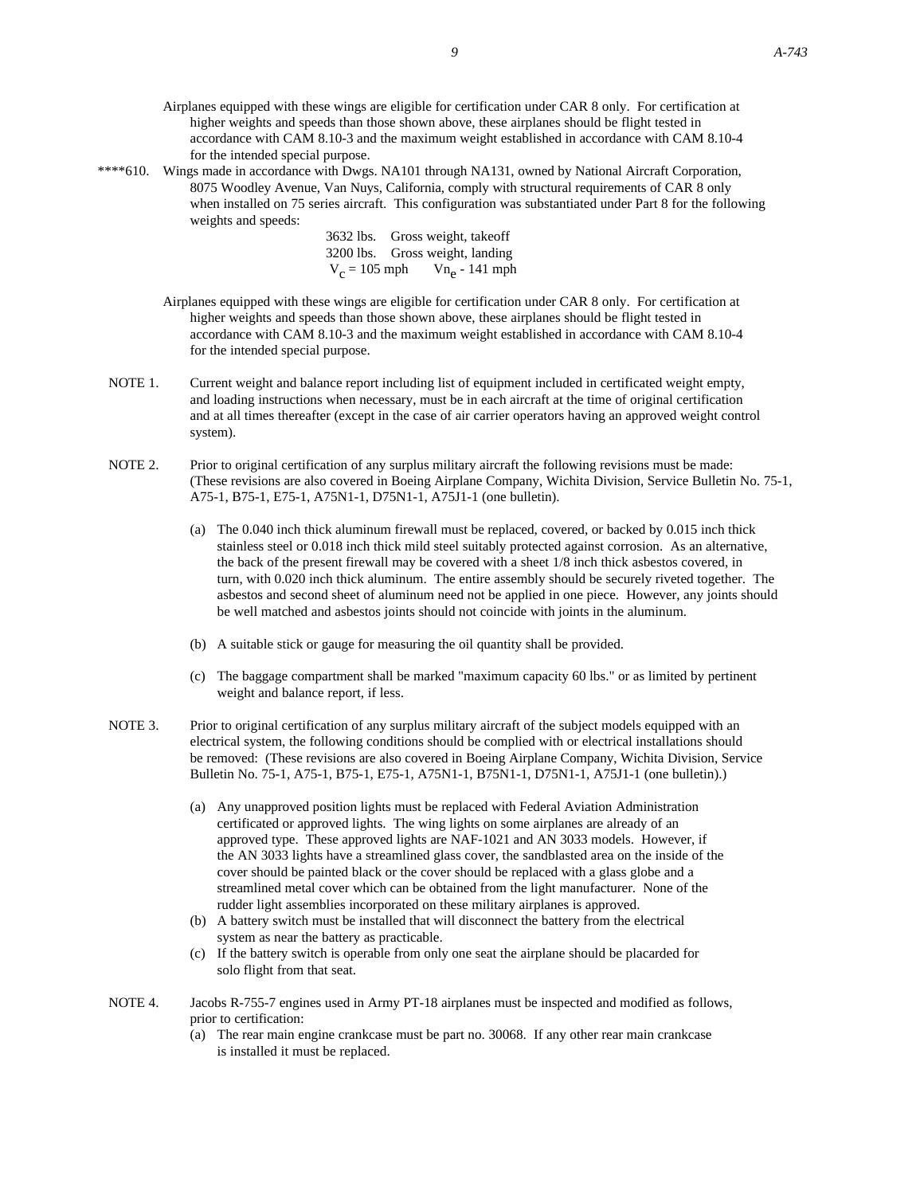Airplanes equipped with these wings are eligible for certification under CAR 8 only. For certification at higher weights and speeds than those shown above, these airplanes should be flight tested in accordance with CAM 8.10-3 and the maximum weight established in accordance with CAM 8.10-4 for the intended special purpose.

****610. Wings made in accordance with Dwgs. NA101 through NA131, owned by National Aircraft Corporation, 8075 Woodley Avenue, Van Nuys, California, comply with structural requirements of CAR 8 only when installed on 75 series aircraft. This configuration was substantiated under Part 8 for the following weights and speeds:

3632 lbs. Gross weight, takeoff
3200 lbs. Gross weight, landing
$V_c$ = 105 mph $Vn_e$ - 141 mph

Airplanes equipped with these wings are eligible for certification under CAR 8 only. For certification at higher weights and speeds than those shown above, these airplanes should be flight tested in accordance with CAM 8.10-3 and the maximum weight established in accordance with CAM 8.10-4 for the intended special purpose.

NOTE 1. Current weight and balance report including list of equipment included in certificated weight empty, and loading instructions when necessary, must be in each aircraft at the time of original certification and at all times thereafter (except in the case of air carrier operators having an approved weight control system).

NOTE 2. Prior to original certification of any surplus military aircraft the following revisions must be made: (These revisions are also covered in Boeing Airplane Company, Wichita Division, Service Bulletin No. 75-1, A75-1, B75-1, E75-1, A75N1-1, D75N1-1, A75J1-1 (one bulletin).

(a) The 0.040 inch thick aluminum firewall must be replaced, covered, or backed by 0.015 inch thick stainless steel or 0.018 inch thick mild steel suitably protected against corrosion. As an alternative, the back of the present firewall may be covered with a sheet 1/8 inch thick asbestos covered, in turn, with 0.020 inch thick aluminum. The entire assembly should be securely riveted together. The asbestos and second sheet of aluminum need not be applied in one piece. However, any joints should be well matched and asbestos joints should not coincide with joints in the aluminum.

(b) A suitable stick or gauge for measuring the oil quantity shall be provided.

(c) The baggage compartment shall be marked "maximum capacity 60 lbs." or as limited by pertinent weight and balance report, if less.

NOTE 3. Prior to original certification of any surplus military aircraft of the subject models equipped with an electrical system, the following conditions should be complied with or electrical installations should be removed: (These revisions are also covered in Boeing Airplane Company, Wichita Division, Service Bulletin No. 75-1, A75-1, B75-1, E75-1, A75N1-1, B75N1-1, D75N1-1, A75J1-1 (one bulletin).)

(a) Any unapproved position lights must be replaced with Federal Aviation Administration certificated or approved lights. The wing lights on some airplanes are already of an approved type. These approved lights are NAF-1021 and AN 3033 models. However, if the AN 3033 lights have a streamlined glass cover, the sandblasted area on the inside of the cover should be painted black or the cover should be replaced with a glass globe and a streamlined metal cover which can be obtained from the light manufacturer. None of the rudder light assemblies incorporated on these military airplanes is approved.
(b) A battery switch must be installed that will disconnect the battery from the electrical system as near the battery as practicable.
(c) If the battery switch is operable from only one seat the airplane should be placarded for solo flight from that seat.

NOTE 4. Jacobs R-755-7 engines used in Army PT-18 airplanes must be inspected and modified as follows, prior to certification:
(a) The rear main engine crankcase must be part no. 30068. If any other rear main crankcase is installed it must be replaced.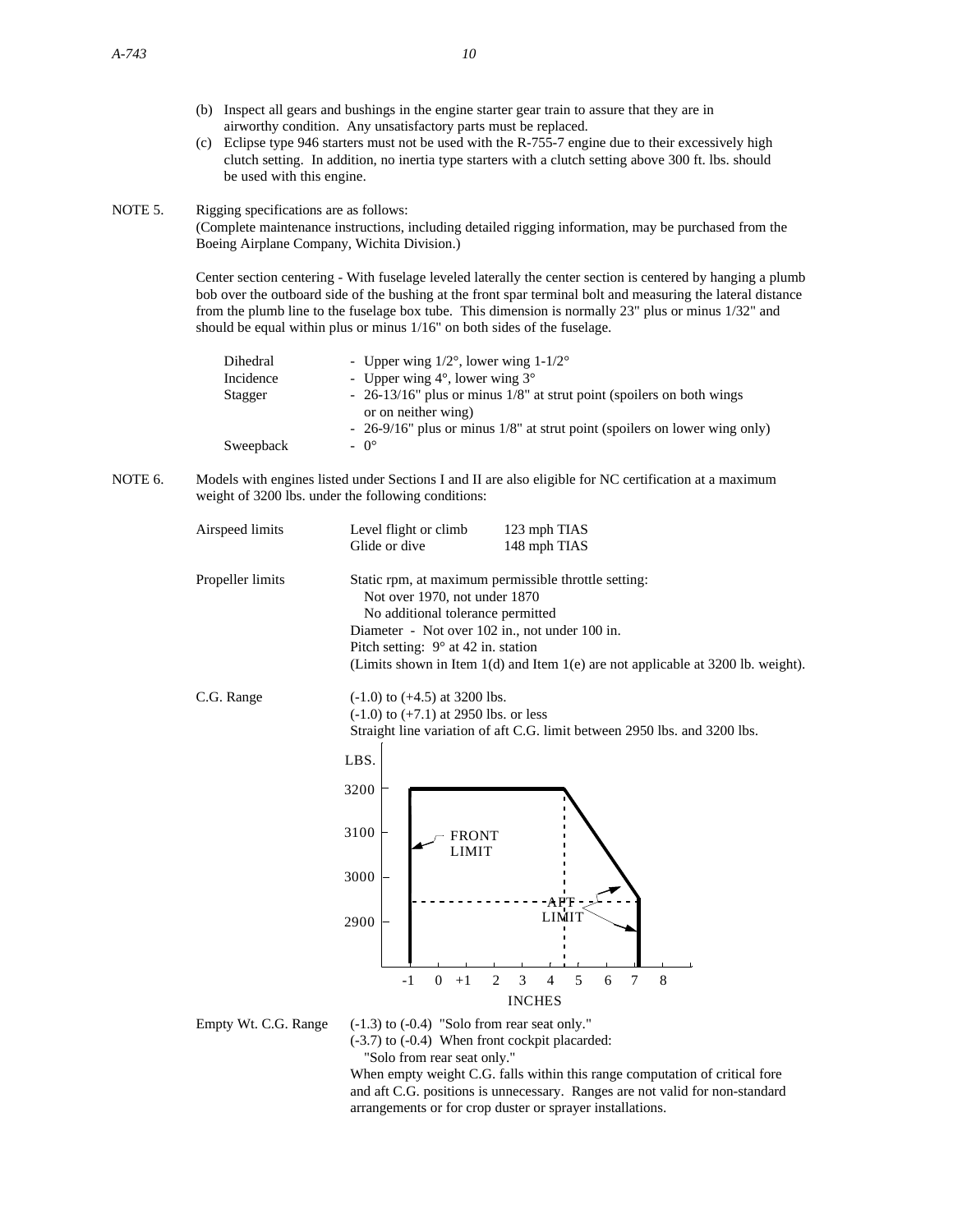(b) Inspect all gears and bushings in the engine starter gear train to assure that they are in airworthy condition. Any unsatisfactory parts must be replaced.

(c) Eclipse type 946 starters must not be used with the R-755-7 engine due to their excessively high clutch setting. In addition, no inertia type starters with a clutch setting above 300 ft. lbs. should be used with this engine.

NOTE 5. Rigging specifications are as follows:
(Complete maintenance instructions, including detailed rigging information, may be purchased from the Boeing Airplane Company, Wichita Division.)

Center section centering - With fuselage leveled laterally the center section is centered by hanging a plumb bob over the outboard side of the bushing at the front spar terminal bolt and measuring the lateral distance from the plumb line to the fuselage box tube. This dimension is normally 23" plus or minus 1/32" and should be equal within plus or minus 1/16" on both sides of the fuselage.

| | |
|---|---|
| Dihedral | - Upper wing 1/2°, lower wing 1-1/2° |
| Incidence | - Upper wing 4°, lower wing 3° |
| Stagger | - 26-13/16" plus or minus 1/8" at strut point (spoilers on both wings or on neither wing) |
| | - 26-9/16" plus or minus 1/8" at strut point (spoilers on lower wing only) |
| Sweepback | - 0° |

NOTE 6. Models with engines listed under Sections I and II are also eligible for NC certification at a maximum weight of 3200 lbs. under the following conditions:

| | | |
|---|---|---|
| Airspeed limits | Level flight or climb | 123 mph TIAS |
| | Glide or dive | 148 mph TIAS |

Propeller limits: Static rpm, at maximum permissible throttle setting:
Not over 1970, not under 1870
No additional tolerance permitted
Diameter - Not over 102 in., not under 100 in.
Pitch setting: 9° at 42 in. station
(Limits shown in Item 1(d) and Item 1(e) are not applicable at 3200 lb. weight).

C.G. Range: (-1.0) to (+4.5) at 3200 lbs.
(-1.0) to (+7.1) at 2950 lbs. or less
Straight line variation of aft C.G. limit between 2950 lbs. and 3200 lbs.

[Chart: LBS. (2900–3200) vs. INCHES (-1 to 8), showing FRONT LIMIT and AFT LIMIT]

Empty Wt. C.G. Range: (-1.3) to (-0.4) "Solo from rear seat only."
(-3.7) to (-0.4) When front cockpit placarded: "Solo from rear seat only."
When empty weight C.G. falls within this range computation of critical fore and aft C.G. positions is unnecessary. Ranges are not valid for non-standard arrangements or for crop duster or sprayer installations.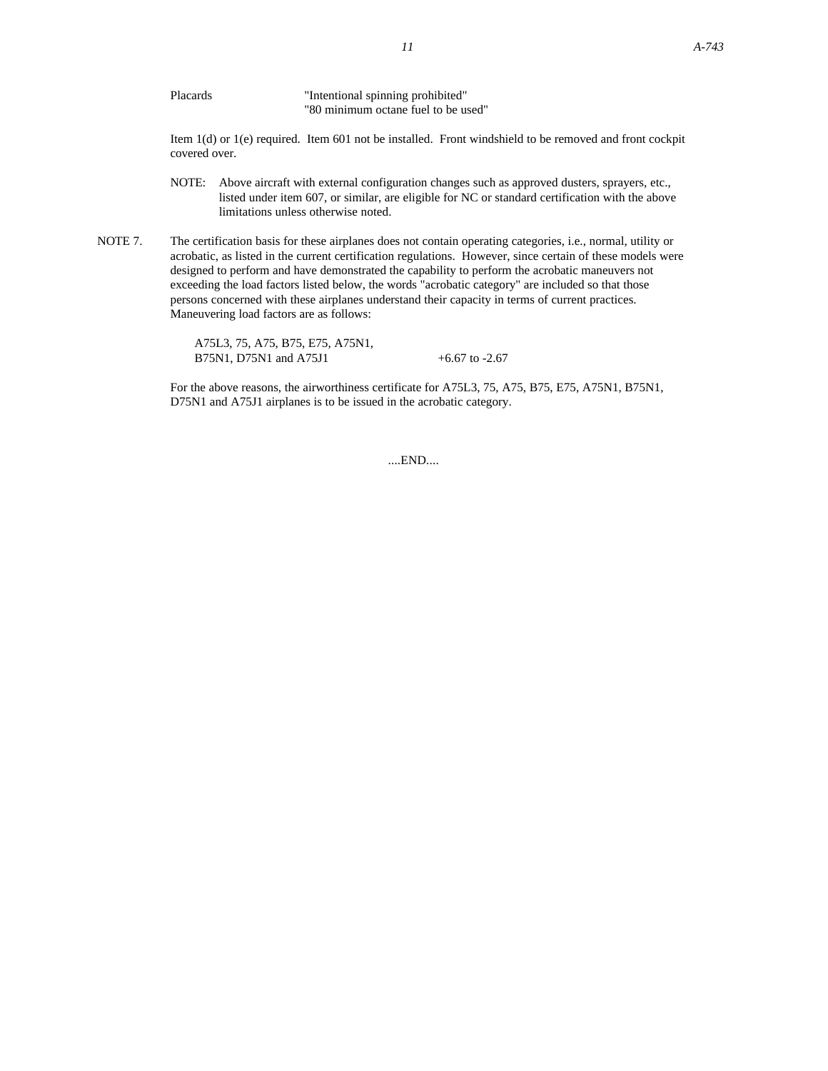Placards "Intentional spinning prohibited"
"80 minimum octane fuel to be used"

Item 1(d) or 1(e) required. Item 601 not be installed. Front windshield to be removed and front cockpit covered over.

NOTE: Above aircraft with external configuration changes such as approved dusters, sprayers, etc., listed under item 607, or similar, are eligible for NC or standard certification with the above limitations unless otherwise noted.

NOTE 7. The certification basis for these airplanes does not contain operating categories, i.e., normal, utility or acrobatic, as listed in the current certification regulations. However, since certain of these models were designed to perform and have demonstrated the capability to perform the acrobatic maneuvers not exceeding the load factors listed below, the words "acrobatic category" are included so that those persons concerned with these airplanes understand their capacity in terms of current practices. Maneuvering load factors are as follows:

| | |
|---|---|
| A75L3, 75, A75, B75, E75, A75N1, B75N1, D75N1 and A75J1 | +6.67 to -2.67 |

For the above reasons, the airworthiness certificate for A75L3, 75, A75, B75, E75, A75N1, B75N1, D75N1 and A75J1 airplanes is to be issued in the acrobatic category.

....END....